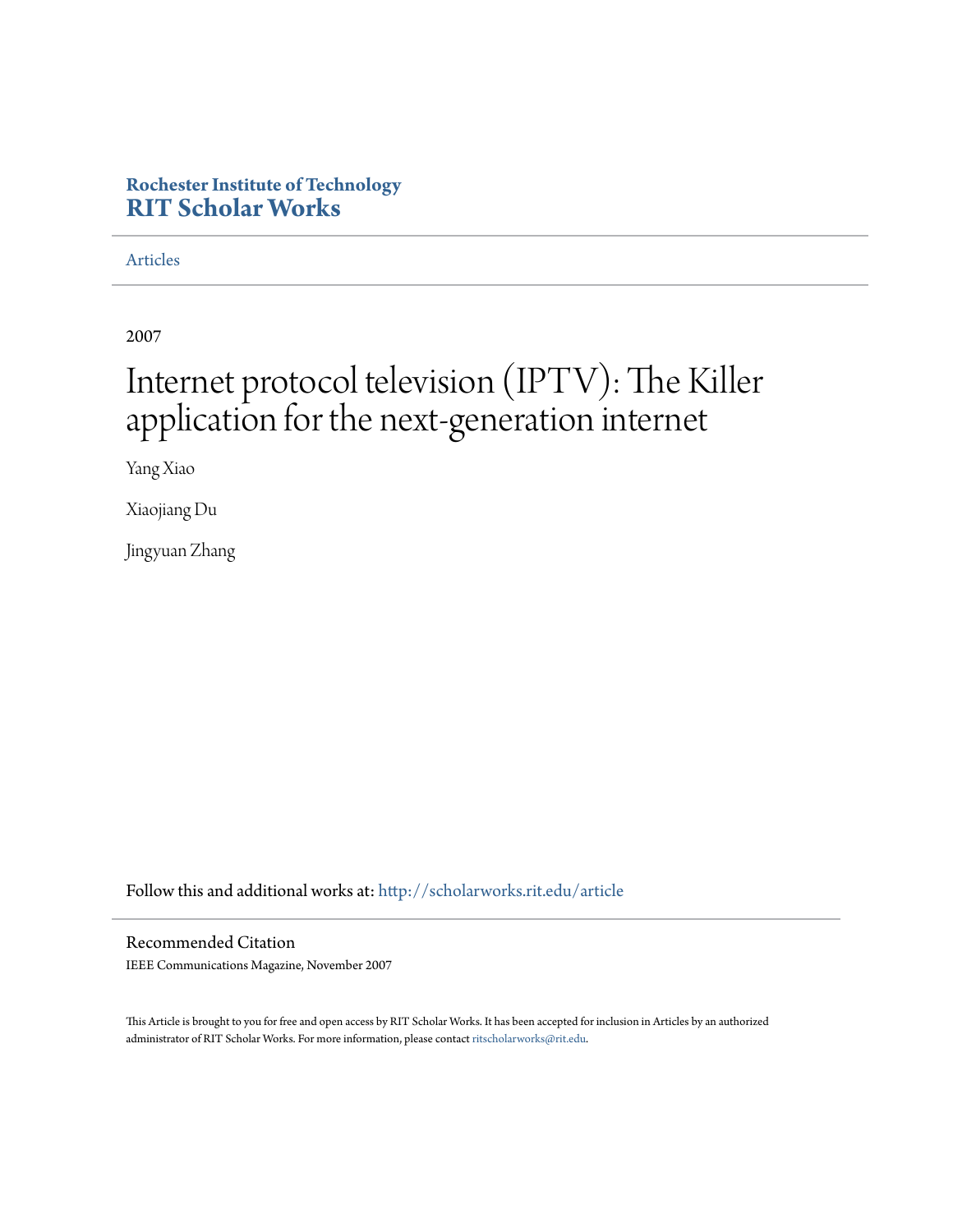**Rochester Institute of Technology**
**RIT Scholar Works**

Articles

2007

# Internet protocol television (IPTV): The Killer application for the next-generation internet

Yang Xiao

Xiaojiang Du

Jingyuan Zhang

Follow this and additional works at: http://scholarworks.rit.edu/article

## Recommended Citation

IEEE Communications Magazine, November 2007

This Article is brought to you for free and open access by RIT Scholar Works. It has been accepted for inclusion in Articles by an authorized administrator of RIT Scholar Works. For more information, please contact ritscholarworks@rit.edu.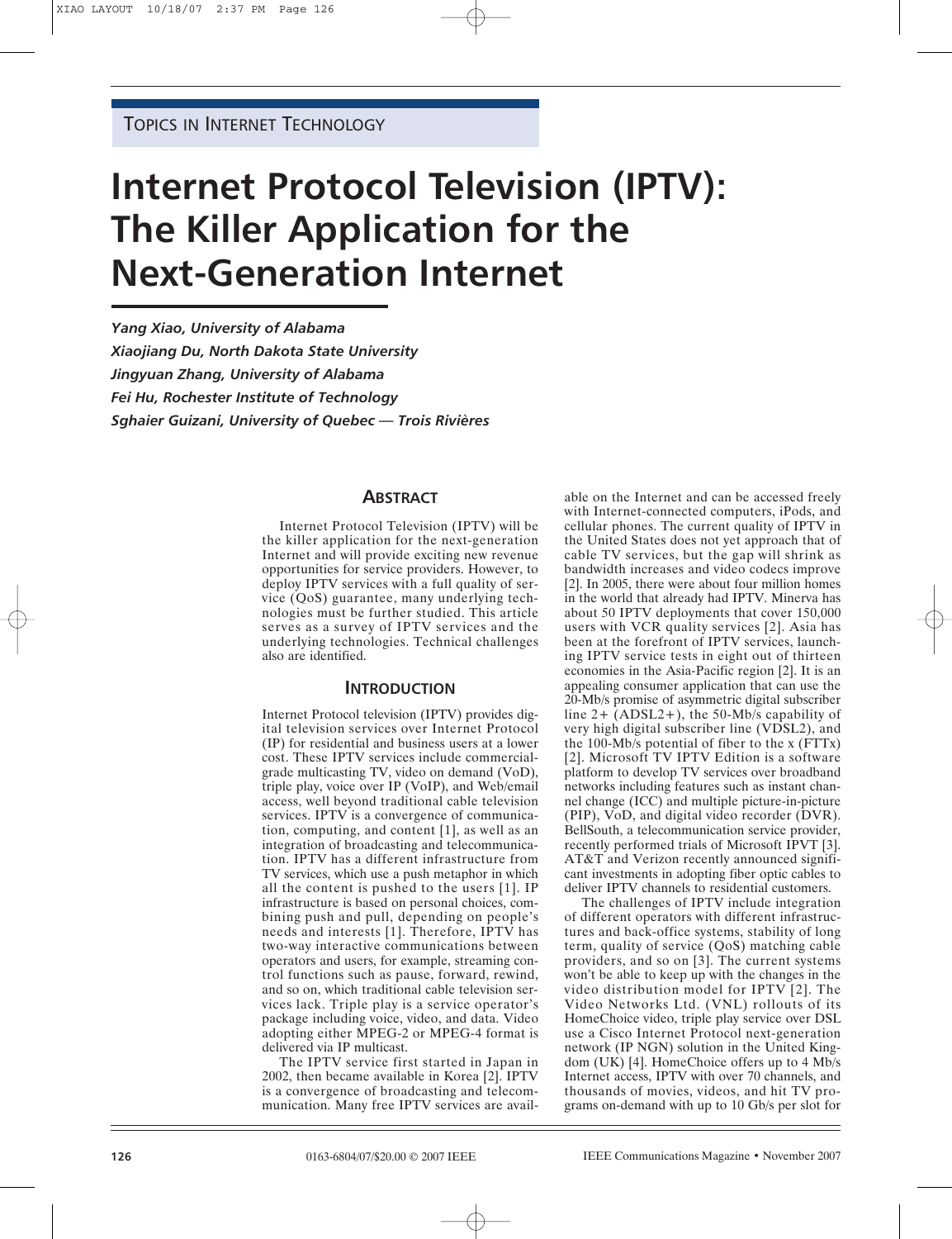TOPICS IN INTERNET TECHNOLOGY

# Internet Protocol Television (IPTV): The Killer Application for the Next-Generation Internet

*Yang Xiao, University of Alabama*
*Xiaojiang Du, North Dakota State University*
*Jingyuan Zhang, University of Alabama*
*Fei Hu, Rochester Institute of Technology*
*Sghaier Guizani, University of Quebec — Trois Rivières*

## ABSTRACT

Internet Protocol Television (IPTV) will be the killer application for the next-generation Internet and will provide exciting new revenue opportunities for service providers. However, to deploy IPTV services with a full quality of service (QoS) guarantee, many underlying technologies must be further studied. This article serves as a survey of IPTV services and the underlying technologies. Technical challenges also are identified.

## INTRODUCTION

Internet Protocol television (IPTV) provides digital television services over Internet Protocol (IP) for residential and business users at a lower cost. These IPTV services include commercial-grade multicasting TV, video on demand (VoD), triple play, voice over IP (VoIP), and Web/email access, well beyond traditional cable television services. IPTV is a convergence of communication, computing, and content [1], as well as an integration of broadcasting and telecommunication. IPTV has a different infrastructure from TV services, which use a push metaphor in which all the content is pushed to the users [1]. IP infrastructure is based on personal choices, combining push and pull, depending on people's needs and interests [1]. Therefore, IPTV has two-way interactive communications between operators and users, for example, streaming control functions such as pause, forward, rewind, and so on, which traditional cable television services lack. Triple play is a service operator's package including voice, video, and data. Video adopting either MPEG-2 or MPEG-4 format is delivered via IP multicast.

The IPTV service first started in Japan in 2002, then became available in Korea [2]. IPTV is a convergence of broadcasting and telecommunication. Many free IPTV services are available on the Internet and can be accessed freely with Internet-connected computers, iPods, and cellular phones. The current quality of IPTV in the United States does not yet approach that of cable TV services, but the gap will shrink as bandwidth increases and video codecs improve [2]. In 2005, there were about four million homes in the world that already had IPTV. Minerva has about 50 IPTV deployments that cover 150,000 users with VCR quality services [2]. Asia has been at the forefront of IPTV services, launching IPTV service tests in eight out of thirteen economies in the Asia-Pacific region [2]. It is an appealing consumer application that can use the 20-Mb/s promise of asymmetric digital subscriber line 2+ (ADSL2+), the 50-Mb/s capability of very high digital subscriber line (VDSL2), and the 100-Mb/s potential of fiber to the x (FTTx) [2]. Microsoft TV IPTV Edition is a software platform to develop TV services over broadband networks including features such as instant channel change (ICC) and multiple picture-in-picture (PIP), VoD, and digital video recorder (DVR). BellSouth, a telecommunication service provider, recently performed trials of Microsoft IPVT [3]. AT&T and Verizon recently announced significant investments in adopting fiber optic cables to deliver IPTV channels to residential customers.

The challenges of IPTV include integration of different operators with different infrastructures and back-office systems, stability of long term, quality of service (QoS) matching cable providers, and so on [3]. The current systems won't be able to keep up with the changes in the video distribution model for IPTV [2]. The Video Networks Ltd. (VNL) rollouts of its HomeChoice video, triple play service over DSL use a Cisco Internet Protocol next-generation network (IP NGN) solution in the United Kingdom (UK) [4]. HomeChoice offers up to 4 Mb/s Internet access, IPTV with over 70 channels, and thousands of movies, videos, and hit TV programs on-demand with up to 10 Gb/s per slot for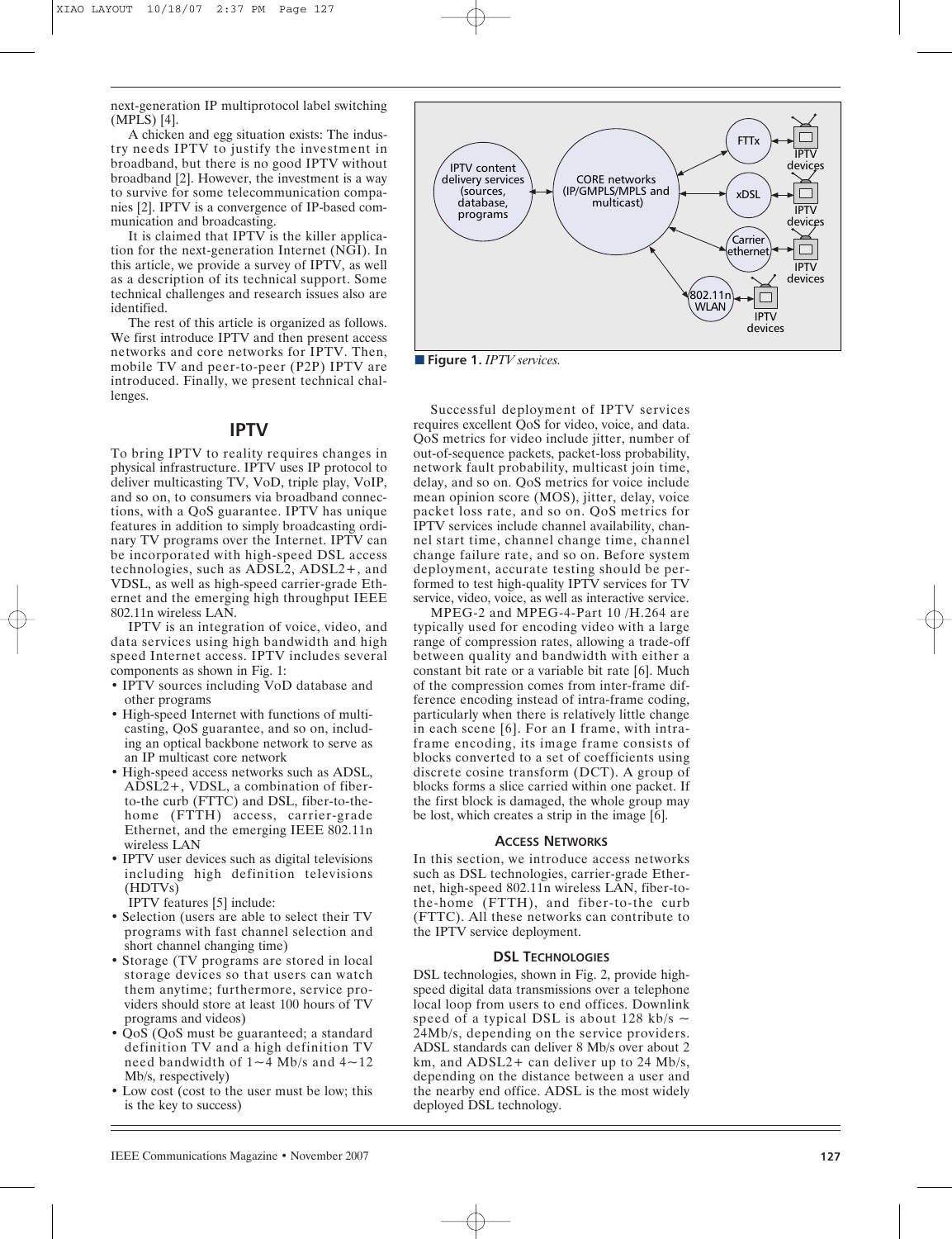next-generation IP multiprotocol label switching (MPLS) [4].

A chicken and egg situation exists: The industry needs IPTV to justify the investment in broadband, but there is no good IPTV without broadband [2]. However, the investment is a way to survive for some telecommunication companies [2]. IPTV is a convergence of IP-based communication and broadcasting.

It is claimed that IPTV is the killer application for the next-generation Internet (NGI). In this article, we provide a survey of IPTV, as well as a description of its technical support. Some technical challenges and research issues also are identified.

The rest of this article is organized as follows. We first introduce IPTV and then present access networks and core networks for IPTV. Then, mobile TV and peer-to-peer (P2P) IPTV are introduced. Finally, we present technical challenges.

## IPTV

To bring IPTV to reality requires changes in physical infrastructure. IPTV uses IP protocol to deliver multicasting TV, VoD, triple play, VoIP, and so on, to consumers via broadband connections, with a QoS guarantee. IPTV has unique features in addition to simply broadcasting ordinary TV programs over the Internet. IPTV can be incorporated with high-speed DSL access technologies, such as ADSL2, ADSL2+, and VDSL, as well as high-speed carrier-grade Ethernet and the emerging high throughput IEEE 802.11n wireless LAN.

IPTV is an integration of voice, video, and data services using high bandwidth and high speed Internet access. IPTV includes several components as shown in Fig. 1:

- IPTV sources including VoD database and other programs
- High-speed Internet with functions of multicasting, QoS guarantee, and so on, including an optical backbone network to serve as an IP multicast core network
- High-speed access networks such as ADSL, ADSL2+, VDSL, a combination of fiber-to-the curb (FTTC) and DSL, fiber-to-the-home (FTTH) access, carrier-grade Ethernet, and the emerging IEEE 802.11n wireless LAN
- IPTV user devices such as digital televisions including high definition televisions (HDTVs)

IPTV features [5] include:

- Selection (users are able to select their TV programs with fast channel selection and short channel changing time)
- Storage (TV programs are stored in local storage devices so that users can watch them anytime; furthermore, service providers should store at least 100 hours of TV programs and videos)
- QoS (QoS must be guaranteed; a standard definition TV and a high definition TV need bandwidth of 1~4 Mb/s and 4~12 Mb/s, respectively)
- Low cost (cost to the user must be low; this is the key to success)

**Figure 1.** *IPTV services.*

Successful deployment of IPTV services requires excellent QoS for video, voice, and data. QoS metrics for video include jitter, number of out-of-sequence packets, packet-loss probability, network fault probability, multicast join time, delay, and so on. QoS metrics for voice include mean opinion score (MOS), jitter, delay, voice packet loss rate, and so on. QoS metrics for IPTV services include channel availability, channel start time, channel change time, channel change failure rate, and so on. Before system deployment, accurate testing should be performed to test high-quality IPTV services for TV service, video, voice, as well as interactive service.

MPEG-2 and MPEG-4-Part 10 /H.264 are typically used for encoding video with a large range of compression rates, allowing a trade-off between quality and bandwidth with either a constant bit rate or a variable bit rate [6]. Much of the compression comes from inter-frame difference encoding instead of intra-frame coding, particularly when there is relatively little change in each scene [6]. For an I frame, with intra-frame encoding, its image frame consists of blocks converted to a set of coefficients using discrete cosine transform (DCT). A group of blocks forms a slice carried within one packet. If the first block is damaged, the whole group may be lost, which creates a strip in the image [6].

### Access Networks

In this section, we introduce access networks such as DSL technologies, carrier-grade Ethernet, high-speed 802.11n wireless LAN, fiber-to-the-home (FTTH), and fiber-to-the curb (FTTC). All these networks can contribute to the IPTV service deployment.

### DSL Technologies

DSL technologies, shown in Fig. 2, provide high-speed digital data transmissions over a telephone local loop from users to end offices. Downlink speed of a typical DSL is about 128 kb/s ~ 24Mb/s, depending on the service providers. ADSL standards can deliver 8 Mb/s over about 2 km, and ADSL2+ can deliver up to 24 Mb/s, depending on the distance between a user and the nearby end office. ADSL is the most widely deployed DSL technology.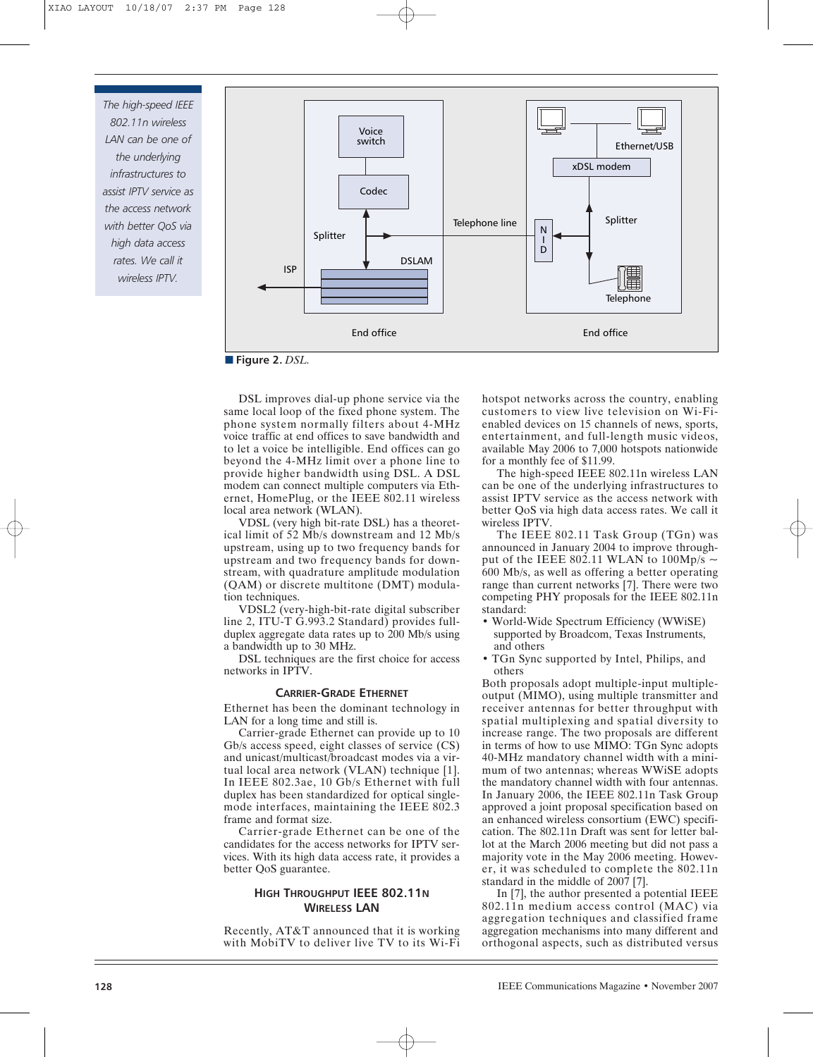*The high-speed IEEE 802.11n wireless LAN can be one of the underlying infrastructures to assist IPTV service as the access network with better QoS via high data access rates. We call it wireless IPTV.*

**Figure 2.** *DSL.*

DSL improves dial-up phone service via the same local loop of the fixed phone system. The phone system normally filters about 4-MHz voice traffic at end offices to save bandwidth and to let a voice be intelligible. End offices can go beyond the 4-MHz limit over a phone line to provide higher bandwidth using DSL. A DSL modem can connect multiple computers via Ethernet, HomePlug, or the IEEE 802.11 wireless local area network (WLAN).

VDSL (very high bit-rate DSL) has a theoretical limit of 52 Mb/s downstream and 12 Mb/s upstream, using up to two frequency bands for upstream and two frequency bands for downstream, with quadrature amplitude modulation (QAM) or discrete multitone (DMT) modulation techniques.

VDSL2 (very-high-bit-rate digital subscriber line 2, ITU-T G.993.2 Standard) provides full-duplex aggregate data rates up to 200 Mb/s using a bandwidth up to 30 MHz.

DSL techniques are the first choice for access networks in IPTV.

### Carrier-Grade Ethernet

Ethernet has been the dominant technology in LAN for a long time and still is.

Carrier-grade Ethernet can provide up to 10 Gb/s access speed, eight classes of service (CS) and unicast/multicast/broadcast modes via a virtual local area network (VLAN) technique [1]. In IEEE 802.3ae, 10 Gb/s Ethernet with full duplex has been standardized for optical single-mode interfaces, maintaining the IEEE 802.3 frame and format size.

Carrier-grade Ethernet can be one of the candidates for the access networks for IPTV services. With its high data access rate, it provides a better QoS guarantee.

### High Throughput IEEE 802.11n Wireless LAN

Recently, AT&T announced that it is working with MobiTV to deliver live TV to its Wi-Fi hotspot networks across the country, enabling customers to view live television on Wi-Fi-enabled devices on 15 channels of news, sports, entertainment, and full-length music videos, available May 2006 to 7,000 hotspots nationwide for a monthly fee of $11.99.

The high-speed IEEE 802.11n wireless LAN can be one of the underlying infrastructures to assist IPTV service as the access network with better QoS via high data access rates. We call it wireless IPTV.

The IEEE 802.11 Task Group (TGn) was announced in January 2004 to improve throughput of the IEEE 802.11 WLAN to 100Mp/s ~ 600 Mb/s, as well as offering a better operating range than current networks [7]. There were two competing PHY proposals for the IEEE 802.11n standard:

- World-Wide Spectrum Efficiency (WWiSE) supported by Broadcom, Texas Instruments, and others
- TGn Sync supported by Intel, Philips, and others

Both proposals adopt multiple-input multiple-output (MIMO), using multiple transmitter and receiver antennas for better throughput with spatial multiplexing and spatial diversity to increase range. The two proposals are different in terms of how to use MIMO: TGn Sync adopts 40-MHz mandatory channel width with a minimum of two antennas; whereas WWiSE adopts the mandatory channel width with four antennas. In January 2006, the IEEE 802.11n Task Group approved a joint proposal specification based on an enhanced wireless consortium (EWC) specification. The 802.11n Draft was sent for letter ballot at the March 2006 meeting but did not pass a majority vote in the May 2006 meeting. However, it was scheduled to complete the 802.11n standard in the middle of 2007 [7].

In [7], the author presented a potential IEEE 802.11n medium access control (MAC) via aggregation techniques and classified frame aggregation mechanisms into many different and orthogonal aspects, such as distributed versus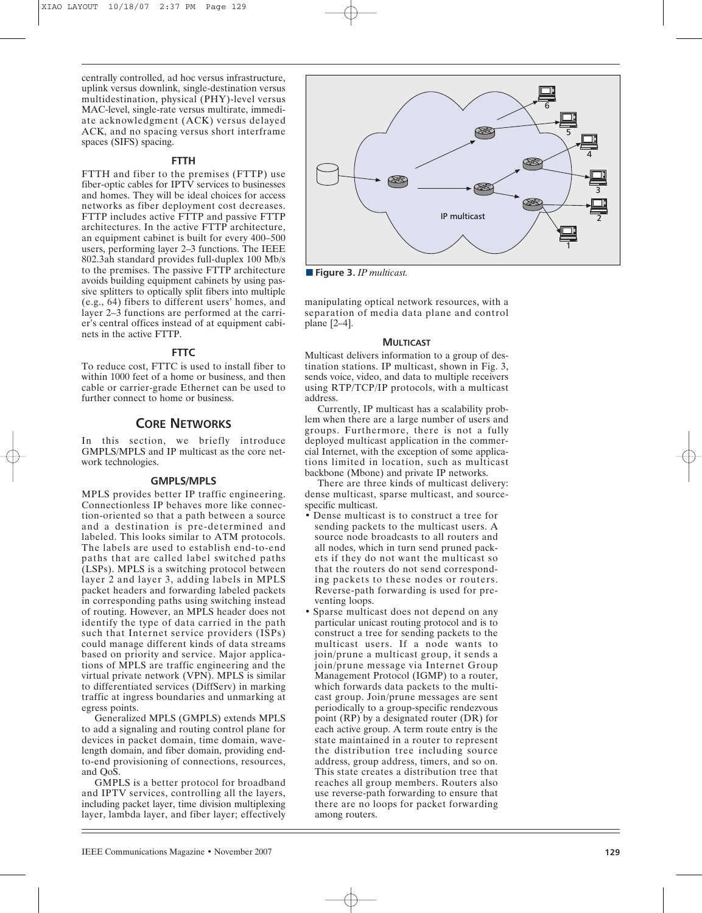centrally controlled, ad hoc versus infrastructure, uplink versus downlink, single-destination versus multidestination, physical (PHY)-level versus MAC-level, single-rate versus multirate, immediate acknowledgment (ACK) versus delayed ACK, and no spacing versus short interframe spaces (SIFS) spacing.

### FTTH

FTTH and fiber to the premises (FTTP) use fiber-optic cables for IPTV services to businesses and homes. They will be ideal choices for access networks as fiber deployment cost decreases. FTTP includes active FTTP and passive FTTP architectures. In the active FTTP architecture, an equipment cabinet is built for every 400–500 users, performing layer 2–3 functions. The IEEE 802.3ah standard provides full-duplex 100 Mb/s to the premises. The passive FTTP architecture avoids building equipment cabinets by using passive splitters to optically split fibers into multiple (e.g., 64) fibers to different users' homes, and layer 2–3 functions are performed at the carrier's central offices instead of at equipment cabinets in the active FTTP.

### FTTC

To reduce cost, FTTC is used to install fiber to within 1000 feet of a home or business, and then cable or carrier-grade Ethernet can be used to further connect to home or business.

## CORE NETWORKS

In this section, we briefly introduce GMPLS/MPLS and IP multicast as the core network technologies.

### GMPLS/MPLS

MPLS provides better IP traffic engineering. Connectionless IP behaves more like connection-oriented so that a path between a source and a destination is pre-determined and labeled. This looks similar to ATM protocols. The labels are used to establish end-to-end paths that are called label switched paths (LSPs). MPLS is a switching protocol between layer 2 and layer 3, adding labels in MPLS packet headers and forwarding labeled packets in corresponding paths using switching instead of routing. However, an MPLS header does not identify the type of data carried in the path such that Internet service providers (ISPs) could manage different kinds of data streams based on priority and service. Major applications of MPLS are traffic engineering and the virtual private network (VPN). MPLS is similar to differentiated services (DiffServ) in marking traffic at ingress boundaries and unmarking at egress points.

Generalized MPLS (GMPLS) extends MPLS to add a signaling and routing control plane for devices in packet domain, time domain, wavelength domain, and fiber domain, providing end-to-end provisioning of connections, resources, and QoS.

GMPLS is a better protocol for broadband and IPTV services, controlling all the layers, including packet layer, time division multiplexing layer, lambda layer, and fiber layer; effectively manipulating optical network resources, with a separation of media data plane and control plane [2–4].

IP multicast
1
2
3
4
5
6

**Figure 3.** *IP multicast.*

### MULTICAST

Multicast delivers information to a group of destination stations. IP multicast, shown in Fig. 3, sends voice, video, and data to multiple receivers using RTP/TCP/IP protocols, with a multicast address.

Currently, IP multicast has a scalability problem when there are a large number of users and groups. Furthermore, there is not a fully deployed multicast application in the commercial Internet, with the exception of some applications limited in location, such as multicast backbone (Mbone) and private IP networks.

There are three kinds of multicast delivery: dense multicast, sparse multicast, and source-specific multicast.

- Dense multicast is to construct a tree for sending packets to the multicast users. A source node broadcasts to all routers and all nodes, which in turn send pruned packets if they do not want the multicast so that the routers do not send corresponding packets to these nodes or routers. Reverse-path forwarding is used for preventing loops.
- Sparse multicast does not depend on any particular unicast routing protocol and is to construct a tree for sending packets to the multicast users. If a node wants to join/prune a multicast group, it sends a join/prune message via Internet Group Management Protocol (IGMP) to a router, which forwards data packets to the multicast group. Join/prune messages are sent periodically to a group-specific rendezvous point (RP) by a designated router (DR) for each active group. A term route entry is the state maintained in a router to represent the distribution tree including source address, group address, timers, and so on. This state creates a distribution tree that reaches all group members. Routers also use reverse-path forwarding to ensure that there are no loops for packet forwarding among routers.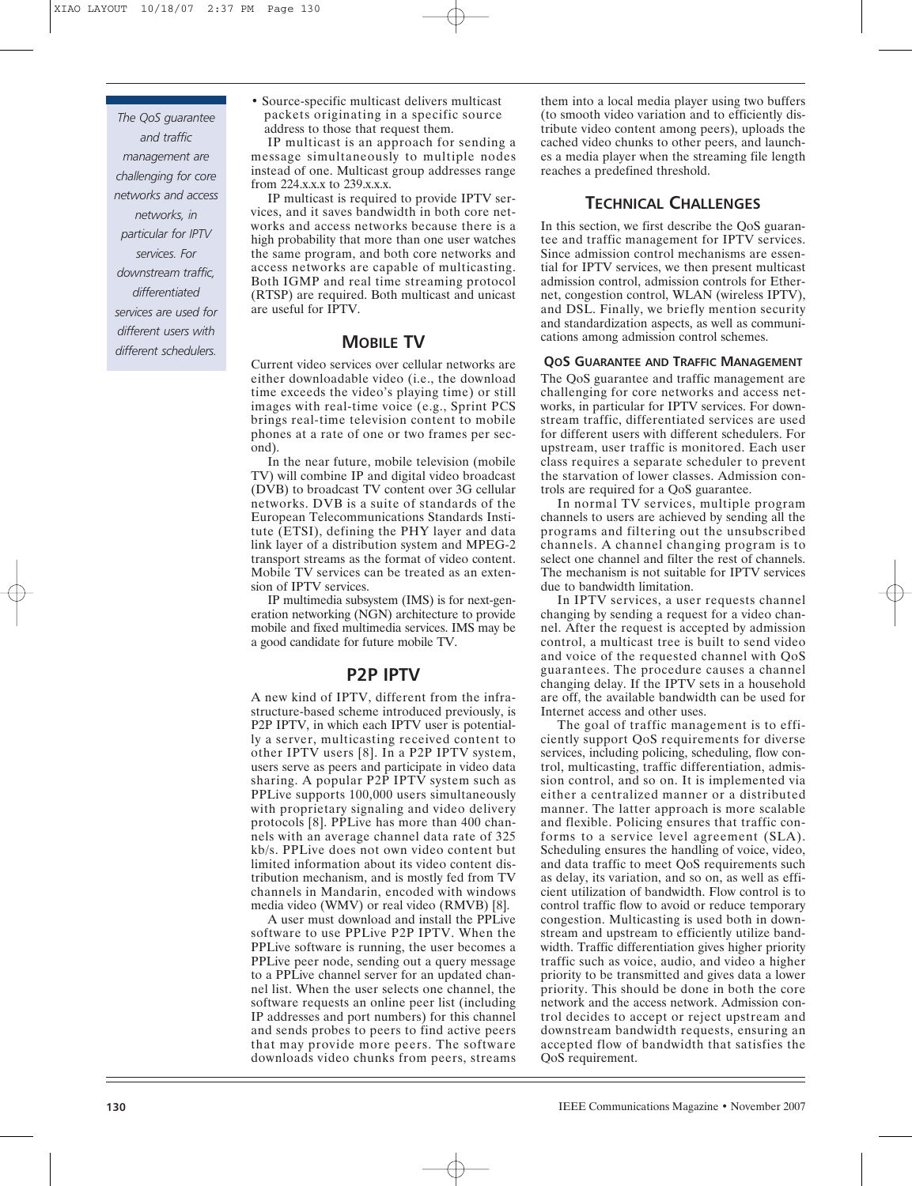- Source-specific multicast delivers multicast packets originating in a specific source address to those that request them.

IP multicast is an approach for sending a message simultaneously to multiple nodes instead of one. Multicast group addresses range from 224.x.x.x to 239.x.x.x.

IP multicast is required to provide IPTV services, and it saves bandwidth in both core networks and access networks because there is a high probability that more than one user watches the same program, and both core networks and access networks are capable of multicasting. Both IGMP and real time streaming protocol (RTSP) are required. Both multicast and unicast are useful for IPTV.

## MOBILE TV

Current video services over cellular networks are either downloadable video (i.e., the download time exceeds the video's playing time) or still images with real-time voice (e.g., Sprint PCS brings real-time television content to mobile phones at a rate of one or two frames per second).

In the near future, mobile television (mobile TV) will combine IP and digital video broadcast (DVB) to broadcast TV content over 3G cellular networks. DVB is a suite of standards of the European Telecommunications Standards Institute (ETSI), defining the PHY layer and data link layer of a distribution system and MPEG-2 transport streams as the format of video content. Mobile TV services can be treated as an extension of IPTV services.

IP multimedia subsystem (IMS) is for next-generation networking (NGN) architecture to provide mobile and fixed multimedia services. IMS may be a good candidate for future mobile TV.

## P2P IPTV

A new kind of IPTV, different from the infrastructure-based scheme introduced previously, is P2P IPTV, in which each IPTV user is potentially a server, multicasting received content to other IPTV users [8]. In a P2P IPTV system, users serve as peers and participate in video data sharing. A popular P2P IPTV system such as PPLive supports 100,000 users simultaneously with proprietary signaling and video delivery protocols [8]. PPLive has more than 400 channels with an average channel data rate of 325 kb/s. PPLive does not own video content but limited information about its video content distribution mechanism, and is mostly fed from TV channels in Mandarin, encoded with windows media video (WMV) or real video (RMVB) [8].

A user must download and install the PPLive software to use PPLive P2P IPTV. When the PPLive software is running, the user becomes a PPLive peer node, sending out a query message to a PPLive channel server for an updated channel list. When the user selects one channel, the software requests an online peer list (including IP addresses and port numbers) for this channel and sends probes to peers to find active peers that may provide more peers. The software downloads video chunks from peers, streams them into a local media player using two buffers (to smooth video variation and to efficiently distribute video content among peers), uploads the cached video chunks to other peers, and launches a media player when the streaming file length reaches a predefined threshold.

## TECHNICAL CHALLENGES

In this section, we first describe the QoS guarantee and traffic management for IPTV services. Since admission control mechanisms are essential for IPTV services, we then present multicast admission control, admission controls for Ethernet, congestion control, WLAN (wireless IPTV), and DSL. Finally, we briefly mention security and standardization aspects, as well as communications among admission control schemes.

### QOS GUARANTEE AND TRAFFIC MANAGEMENT

The QoS guarantee and traffic management are challenging for core networks and access networks, in particular for IPTV services. For downstream traffic, differentiated services are used for different users with different schedulers. For upstream, user traffic is monitored. Each user class requires a separate scheduler to prevent the starvation of lower classes. Admission controls are required for a QoS guarantee.

In normal TV services, multiple program channels to users are achieved by sending all the programs and filtering out the unsubscribed channels. A channel changing program is to select one channel and filter the rest of channels. The mechanism is not suitable for IPTV services due to bandwidth limitation.

In IPTV services, a user requests channel changing by sending a request for a video channel. After the request is accepted by admission control, a multicast tree is built to send video and voice of the requested channel with QoS guarantees. The procedure causes a channel changing delay. If the IPTV sets in a household are off, the available bandwidth can be used for Internet access and other uses.

The goal of traffic management is to efficiently support QoS requirements for diverse services, including policing, scheduling, flow control, multicasting, traffic differentiation, admission control, and so on. It is implemented via either a centralized manner or a distributed manner. The latter approach is more scalable and flexible. Policing ensures that traffic conforms to a service level agreement (SLA). Scheduling ensures the handling of voice, video, and data traffic to meet QoS requirements such as delay, its variation, and so on, as well as efficient utilization of bandwidth. Flow control is to control traffic flow to avoid or reduce temporary congestion. Multicasting is used both in downstream and upstream to efficiently utilize bandwidth. Traffic differentiation gives higher priority traffic such as voice, audio, and video a higher priority to be transmitted and gives data a lower priority. This should be done in both the core network and the access network. Admission control decides to accept or reject upstream and downstream bandwidth requests, ensuring an accepted flow of bandwidth that satisfies the QoS requirement.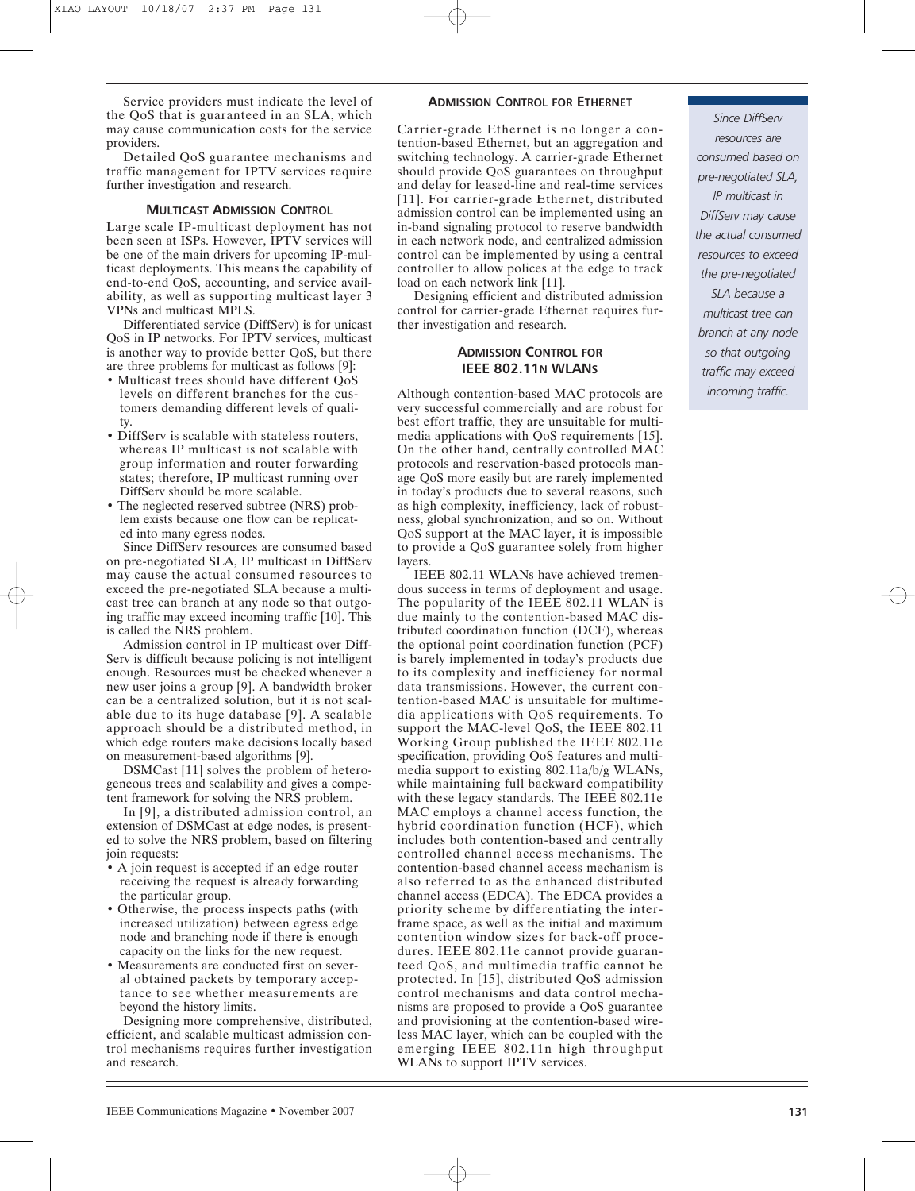Service providers must indicate the level of the QoS that is guaranteed in an SLA, which may cause communication costs for the service providers.

Detailed QoS guarantee mechanisms and traffic management for IPTV services require further investigation and research.

### MULTICAST ADMISSION CONTROL

Large scale IP-multicast deployment has not been seen at ISPs. However, IPTV services will be one of the main drivers for upcoming IP-multicast deployments. This means the capability of end-to-end QoS, accounting, and service availability, as well as supporting multicast layer 3 VPNs and multicast MPLS.

Differentiated service (DiffServ) is for unicast QoS in IP networks. For IPTV services, multicast is another way to provide better QoS, but there are three problems for multicast as follows [9]:

- Multicast trees should have different QoS levels on different branches for the customers demanding different levels of quality.
- DiffServ is scalable with stateless routers, whereas IP multicast is not scalable with group information and router forwarding states; therefore, IP multicast running over DiffServ should be more scalable.
- The neglected reserved subtree (NRS) problem exists because one flow can be replicated into many egress nodes.

Since DiffServ resources are consumed based on pre-negotiated SLA, IP multicast in DiffServ may cause the actual consumed resources to exceed the pre-negotiated SLA because a multicast tree can branch at any node so that outgoing traffic may exceed incoming traffic [10]. This is called the NRS problem.

Admission control in IP multicast over DiffServ is difficult because policing is not intelligent enough. Resources must be checked whenever a new user joins a group [9]. A bandwidth broker can be a centralized solution, but it is not scalable due to its huge database [9]. A scalable approach should be a distributed method, in which edge routers make decisions locally based on measurement-based algorithms [9].

DSMCast [11] solves the problem of heterogeneous trees and scalability and gives a competent framework for solving the NRS problem.

In [9], a distributed admission control, an extension of DSMCast at edge nodes, is presented to solve the NRS problem, based on filtering join requests:

- A join request is accepted if an edge router receiving the request is already forwarding the particular group.
- Otherwise, the process inspects paths (with increased utilization) between egress edge node and branching node if there is enough capacity on the links for the new request.
- Measurements are conducted first on several obtained packets by temporary acceptance to see whether measurements are beyond the history limits.

Designing more comprehensive, distributed, efficient, and scalable multicast admission control mechanisms requires further investigation and research.

### ADMISSION CONTROL FOR ETHERNET

Carrier-grade Ethernet is no longer a contention-based Ethernet, but an aggregation and switching technology. A carrier-grade Ethernet should provide QoS guarantees on throughput and delay for leased-line and real-time services [11]. For carrier-grade Ethernet, distributed admission control can be implemented using an in-band signaling protocol to reserve bandwidth in each network node, and centralized admission control can be implemented by using a central controller to allow polices at the edge to track load on each network link [11].

Designing efficient and distributed admission control for carrier-grade Ethernet requires further investigation and research.

### ADMISSION CONTROL FOR IEEE 802.11N WLANS

Although contention-based MAC protocols are very successful commercially and are robust for best effort traffic, they are unsuitable for multimedia applications with QoS requirements [15]. On the other hand, centrally controlled MAC protocols and reservation-based protocols manage QoS more easily but are rarely implemented in today's products due to several reasons, such as high complexity, inefficiency, lack of robustness, global synchronization, and so on. Without QoS support at the MAC layer, it is impossible to provide a QoS guarantee solely from higher layers.

IEEE 802.11 WLANs have achieved tremendous success in terms of deployment and usage. The popularity of the IEEE 802.11 WLAN is due mainly to the contention-based MAC distributed coordination function (DCF), whereas the optional point coordination function (PCF) is barely implemented in today's products due to its complexity and inefficiency for normal data transmissions. However, the current contention-based MAC is unsuitable for multimedia applications with QoS requirements. To support the MAC-level QoS, the IEEE 802.11 Working Group published the IEEE 802.11e specification, providing QoS features and multimedia support to existing 802.11a/b/g WLANs, while maintaining full backward compatibility with these legacy standards. The IEEE 802.11e MAC employs a channel access function, the hybrid coordination function (HCF), which includes both contention-based and centrally controlled channel access mechanisms. The contention-based channel access mechanism is also referred to as the enhanced distributed channel access (EDCA). The EDCA provides a priority scheme by differentiating the interframe space, as well as the initial and maximum contention window sizes for back-off procedures. IEEE 802.11e cannot provide guaranteed QoS, and multimedia traffic cannot be protected. In [15], distributed QoS admission control mechanisms and data control mechanisms are proposed to provide a QoS guarantee and provisioning at the contention-based wireless MAC layer, which can be coupled with the emerging IEEE 802.11n high throughput WLANs to support IPTV services.

*Since DiffServ resources are consumed based on pre-negotiated SLA, IP multicast in DiffServ may cause the actual consumed resources to exceed the pre-negotiated SLA because a multicast tree can branch at any node so that outgoing traffic may exceed incoming traffic.*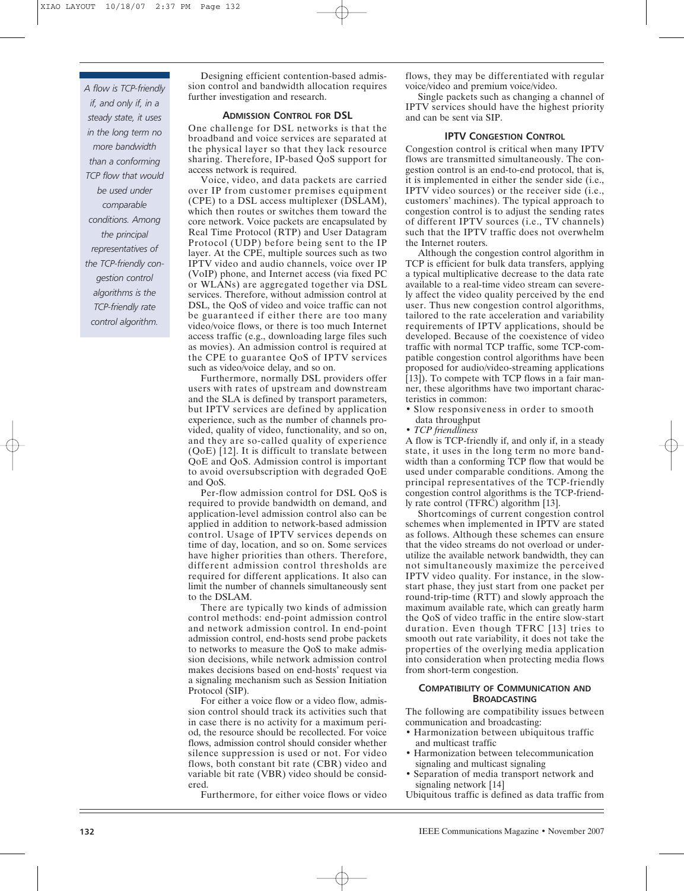Designing efficient contention-based admission control and bandwidth allocation requires further investigation and research.

### ADMISSION CONTROL FOR DSL

One challenge for DSL networks is that the broadband and voice services are separated at the physical layer so that they lack resource sharing. Therefore, IP-based QoS support for access network is required.

Voice, video, and data packets are carried over IP from customer premises equipment (CPE) to a DSL access multiplexer (DSLAM), which then routes or switches them toward the core network. Voice packets are encapsulated by Real Time Protocol (RTP) and User Datagram Protocol (UDP) before being sent to the IP layer. At the CPE, multiple sources such as two IPTV video and audio channels, voice over IP (VoIP) phone, and Internet access (via fixed PC or WLANs) are aggregated together via DSL services. Therefore, without admission control at DSL, the QoS of video and voice traffic can not be guaranteed if either there are too many video/voice flows, or there is too much Internet access traffic (e.g., downloading large files such as movies). An admission control is required at the CPE to guarantee QoS of IPTV services such as video/voice delay, and so on.

Furthermore, normally DSL providers offer users with rates of upstream and downstream and the SLA is defined by transport parameters, but IPTV services are defined by application experience, such as the number of channels provided, quality of video, functionality, and so on, and they are so-called quality of experience (QoE) [12]. It is difficult to translate between QoE and QoS. Admission control is important to avoid oversubscription with degraded QoE and QoS.

Per-flow admission control for DSL QoS is required to provide bandwidth on demand, and application-level admission control also can be applied in addition to network-based admission control. Usage of IPTV services depends on time of day, location, and so on. Some services have higher priorities than others. Therefore, different admission control thresholds are required for different applications. It also can limit the number of channels simultaneously sent to the DSLAM.

There are typically two kinds of admission control methods: end-point admission control and network admission control. In end-point admission control, end-hosts send probe packets to networks to measure the QoS to make admission decisions, while network admission control makes decisions based on end-hosts' request via a signaling mechanism such as Session Initiation Protocol (SIP).

For either a voice flow or a video flow, admission control should track its activities such that in case there is no activity for a maximum period, the resource should be recollected. For voice flows, admission control should consider whether silence suppression is used or not. For video flows, both constant bit rate (CBR) video and variable bit rate (VBR) video should be considered.

Furthermore, for either voice flows or video flows, they may be differentiated with regular voice/video and premium voice/video.

Single packets such as changing a channel of IPTV services should have the highest priority and can be sent via SIP.

### IPTV CONGESTION CONTROL

Congestion control is critical when many IPTV flows are transmitted simultaneously. The congestion control is an end-to-end protocol, that is, it is implemented in either the sender side (i.e., IPTV video sources) or the receiver side (i.e., customers' machines). The typical approach to congestion control is to adjust the sending rates of different IPTV sources (i.e., TV channels) such that the IPTV traffic does not overwhelm the Internet routers.

Although the congestion control algorithm in TCP is efficient for bulk data transfers, applying a typical multiplicative decrease to the data rate available to a real-time video stream can severely affect the video quality perceived by the end user. Thus new congestion control algorithms, tailored to the rate acceleration and variability requirements of IPTV applications, should be developed. Because of the coexistence of video traffic with normal TCP traffic, some TCP-compatible congestion control algorithms have been proposed for audio/video-streaming applications [13]). To compete with TCP flows in a fair manner, these algorithms have two important characteristics in common:

- Slow responsiveness in order to smooth data throughput
- *TCP friendliness*

A flow is TCP-friendly if, and only if, in a steady state, it uses in the long term no more bandwidth than a conforming TCP flow that would be used under comparable conditions. Among the principal representatives of the TCP-friendly congestion control algorithms is the TCP-friendly rate control (TFRC) algorithm [13].

Shortcomings of current congestion control schemes when implemented in IPTV are stated as follows. Although these schemes can ensure that the video streams do not overload or underutilize the available network bandwidth, they can not simultaneously maximize the perceived IPTV video quality. For instance, in the slow-start phase, they just start from one packet per round-trip-time (RTT) and slowly approach the maximum available rate, which can greatly harm the QoS of video traffic in the entire slow-start duration. Even though TFRC [13] tries to smooth out rate variability, it does not take the properties of the overlying media application into consideration when protecting media flows from short-term congestion.

### COMPATIBILITY OF COMMUNICATION AND BROADCASTING

The following are compatibility issues between communication and broadcasting:

- Harmonization between ubiquitous traffic and multicast traffic
- Harmonization between telecommunication signaling and multicast signaling
- Separation of media transport network and signaling network [14]

Ubiquitous traffic is defined as data traffic from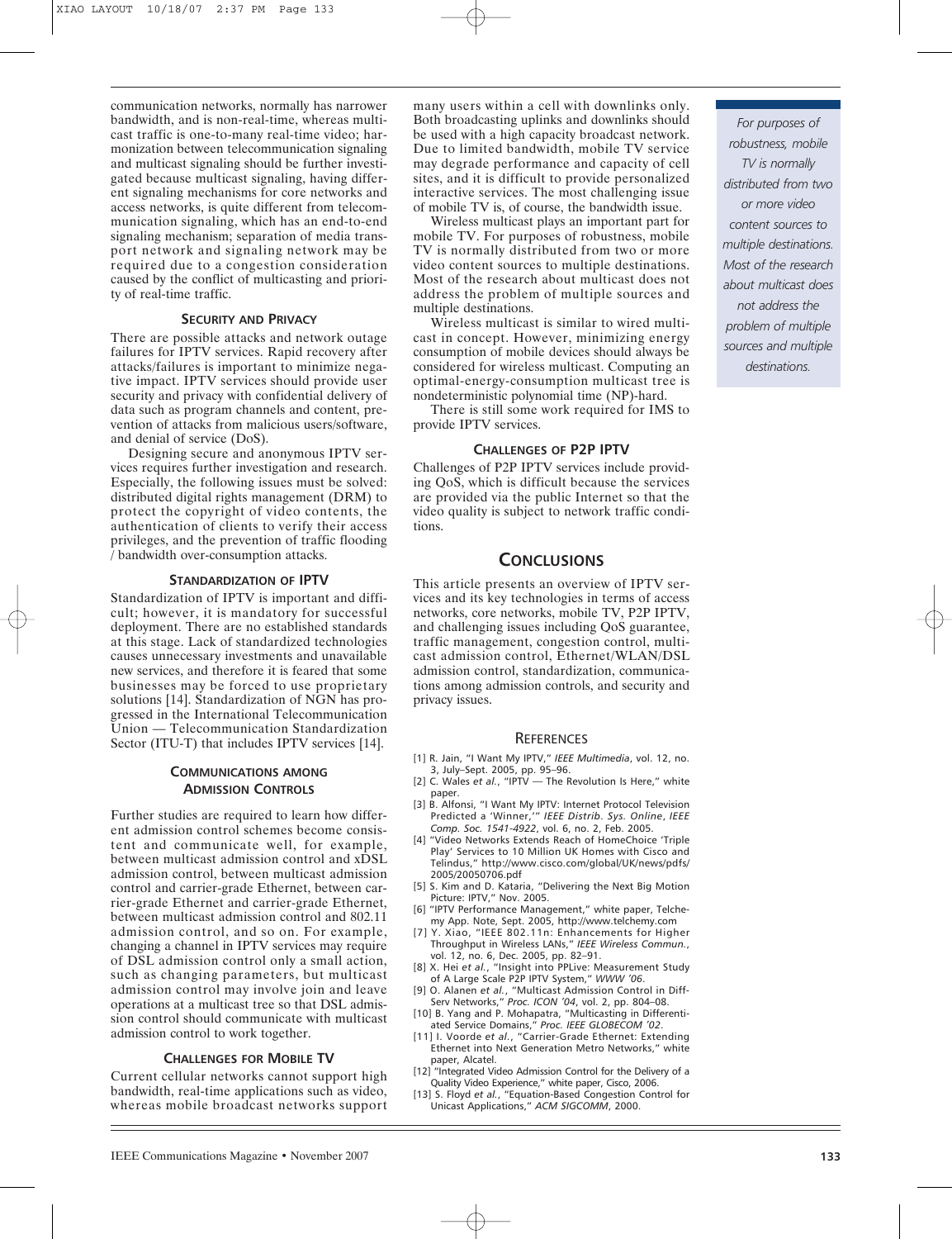communication networks, normally has narrower bandwidth, and is non-real-time, whereas multicast traffic is one-to-many real-time video; harmonization between telecommunication signaling and multicast signaling should be further investigated because multicast signaling, having different signaling mechanisms for core networks and access networks, is quite different from telecommunication signaling, which has an end-to-end signaling mechanism; separation of media transport network and signaling network may be required due to a congestion consideration caused by the conflict of multicasting and priority of real-time traffic.

### SECURITY AND PRIVACY

There are possible attacks and network outage failures for IPTV services. Rapid recovery after attacks/failures is important to minimize negative impact. IPTV services should provide user security and privacy with confidential delivery of data such as program channels and content, prevention of attacks from malicious users/software, and denial of service (DoS).

Designing secure and anonymous IPTV services requires further investigation and research. Especially, the following issues must be solved: distributed digital rights management (DRM) to protect the copyright of video contents, the authentication of clients to verify their access privileges, and the prevention of traffic flooding / bandwidth over-consumption attacks.

### STANDARDIZATION OF IPTV

Standardization of IPTV is important and difficult; however, it is mandatory for successful deployment. There are no established standards at this stage. Lack of standardized technologies causes unnecessary investments and unavailable new services, and therefore it is feared that some businesses may be forced to use proprietary solutions [14]. Standardization of NGN has progressed in the International Telecommunication Union — Telecommunication Standardization Sector (ITU-T) that includes IPTV services [14].

### COMMUNICATIONS AMONG ADMISSION CONTROLS

Further studies are required to learn how different admission control schemes become consistent and communicate well, for example, between multicast admission control and xDSL admission control, between multicast admission control and carrier-grade Ethernet, between carrier-grade Ethernet and carrier-grade Ethernet, between multicast admission control and 802.11 admission control, and so on. For example, changing a channel in IPTV services may require of DSL admission control only a small action, such as changing parameters, but multicast admission control may involve join and leave operations at a multicast tree so that DSL admission control should communicate with multicast admission control to work together.

### CHALLENGES FOR MOBILE TV

Current cellular networks cannot support high bandwidth, real-time applications such as video, whereas mobile broadcast networks support many users within a cell with downlinks only. Both broadcasting uplinks and downlinks should be used with a high capacity broadcast network. Due to limited bandwidth, mobile TV service may degrade performance and capacity of cell sites, and it is difficult to provide personalized interactive services. The most challenging issue of mobile TV is, of course, the bandwidth issue.

Wireless multicast plays an important part for mobile TV. For purposes of robustness, mobile TV is normally distributed from two or more video content sources to multiple destinations. Most of the research about multicast does not address the problem of multiple sources and multiple destinations.

*For purposes of robustness, mobile TV is normally distributed from two or more video content sources to multiple destinations. Most of the research about multicast does not address the problem of multiple sources and multiple destinations.*

Wireless multicast is similar to wired multicast in concept. However, minimizing energy consumption of mobile devices should always be considered for wireless multicast. Computing an optimal-energy-consumption multicast tree is nondeterministic polynomial time (NP)-hard.

There is still some work required for IMS to provide IPTV services.

### CHALLENGES OF P2P IPTV

Challenges of P2P IPTV services include providing QoS, which is difficult because the services are provided via the public Internet so that the video quality is subject to network traffic conditions.

## CONCLUSIONS

This article presents an overview of IPTV services and its key technologies in terms of access networks, core networks, mobile TV, P2P IPTV, and challenging issues including QoS guarantee, traffic management, congestion control, multicast admission control, Ethernet/WLAN/DSL admission control, standardization, communications among admission controls, and security and privacy issues.

## REFERENCES

[1] R. Jain, "I Want My IPTV," *IEEE Multimedia*, vol. 12, no. 3, July–Sept. 2005, pp. 95–96.

[2] C. Wales *et al.*, "IPTV — The Revolution Is Here," white paper.

[3] B. Alfonsi, "I Want My IPTV: Internet Protocol Television Predicted a 'Winner,'" *IEEE Distrib. Sys. Online*, *IEEE Comp. Soc. 1541-4922*, vol. 6, no. 2, Feb. 2005.

[4] "Video Networks Extends Reach of HomeChoice 'Triple Play' Services to 10 Million UK Homes with Cisco and Telindus," http://www.cisco.com/global/UK/news/pdfs/2005/20050706.pdf

[5] S. Kim and D. Kataria, "Delivering the Next Big Motion Picture: IPTV," Nov. 2005.

[6] "IPTV Performance Management," white paper, Telchemy App. Note, Sept. 2005, http://www.telchemy.com

[7] Y. Xiao, "IEEE 802.11n: Enhancements for Higher Throughput in Wireless LANs," *IEEE Wireless Commun.*, vol. 12, no. 6, Dec. 2005, pp. 82–91.

[8] X. Hei *et al.*, "Insight into PPLive: Measurement Study of A Large Scale P2P IPTV System," *WWW '06*.

[9] O. Alanen *et al.*, "Multicast Admission Control in DiffServ Networks," *Proc. ICON '04*, vol. 2, pp. 804–08.

[10] B. Yang and P. Mohapatra, "Multicasting in Differentiated Service Domains," *Proc. IEEE GLOBECOM '02*.

[11] I. Voorde *et al.*, "Carrier-Grade Ethernet: Extending Ethernet into Next Generation Metro Networks," white paper, Alcatel.

[12] "Integrated Video Admission Control for the Delivery of a Quality Video Experience," white paper, Cisco, 2006.

[13] S. Floyd *et al.*, "Equation-Based Congestion Control for Unicast Applications," *ACM SIGCOMM*, 2000.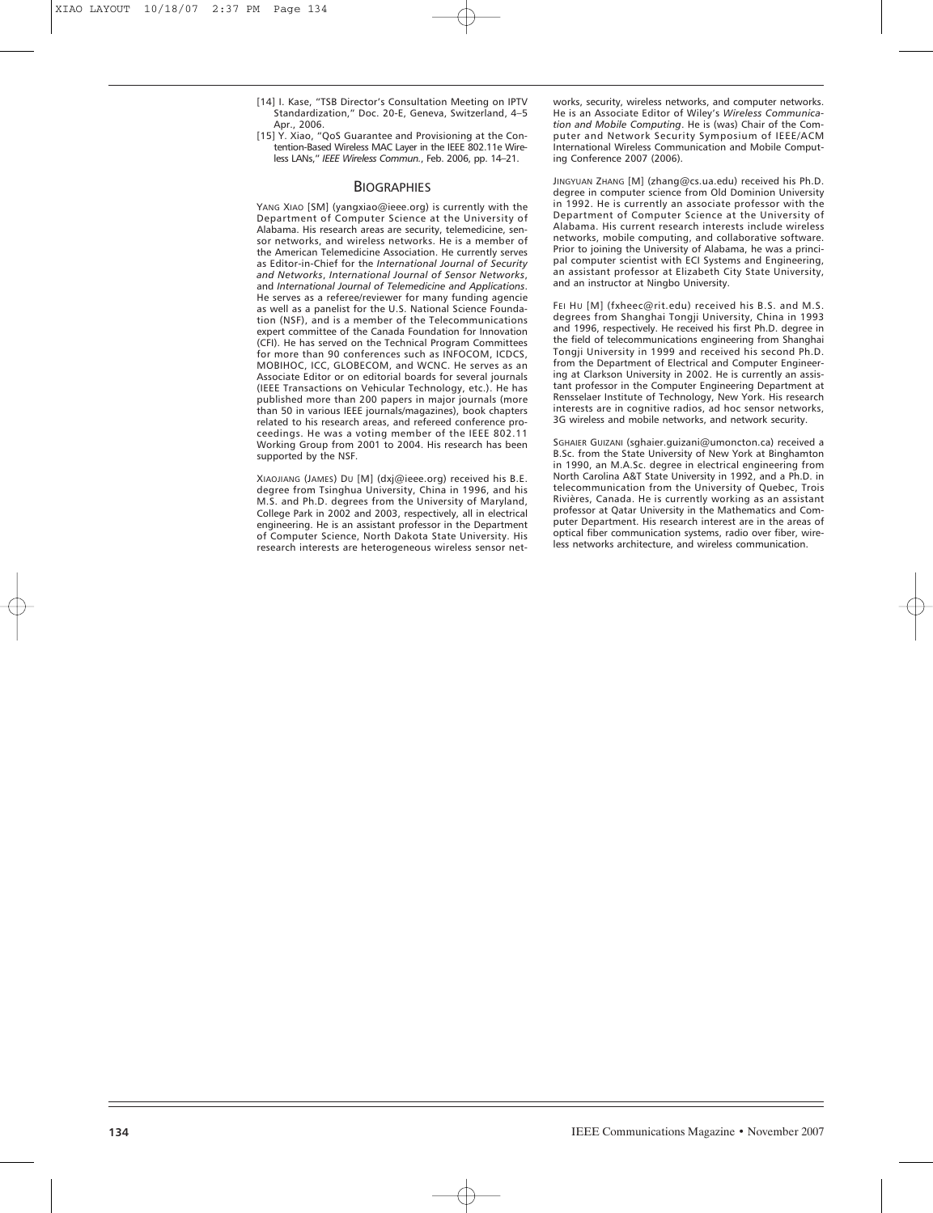[14] I. Kase, "TSB Director's Consultation Meeting on IPTV Standardization," Doc. 20-E, Geneva, Switzerland, 4–5 Apr., 2006.

[15] Y. Xiao, "QoS Guarantee and Provisioning at the Contention-Based Wireless MAC Layer in the IEEE 802.11e Wireless LANs," *IEEE Wireless Commun.*, Feb. 2006, pp. 14–21.

## BIOGRAPHIES

YANG XIAO [SM] (yangxiao@ieee.org) is currently with the Department of Computer Science at the University of Alabama. His research areas are security, telemedicine, sensor networks, and wireless networks. He is a member of the American Telemedicine Association. He currently serves as Editor-in-Chief for the *International Journal of Security and Networks*, *International Journal of Sensor Networks*, and *International Journal of Telemedicine and Applications*. He serves as a referee/reviewer for many funding agencie as well as a panelist for the U.S. National Science Foundation (NSF), and is a member of the Telecommunications expert committee of the Canada Foundation for Innovation (CFI). He has served on the Technical Program Committees for more than 90 conferences such as INFOCOM, ICDCS, MOBIHOC, ICC, GLOBECOM, and WCNC. He serves as an Associate Editor or on editorial boards for several journals (IEEE Transactions on Vehicular Technology, etc.). He has published more than 200 papers in major journals (more than 50 in various IEEE journals/magazines), book chapters related to his research areas, and refereed conference proceedings. He was a voting member of the IEEE 802.11 Working Group from 2001 to 2004. His research has been supported by the NSF.

XIAOJIANG (JAMES) DU [M] (dxj@ieee.org) received his B.E. degree from Tsinghua University, China in 1996, and his M.S. and Ph.D. degrees from the University of Maryland, College Park in 2002 and 2003, respectively, all in electrical engineering. He is an assistant professor in the Department of Computer Science, North Dakota State University. His research interests are heterogeneous wireless sensor networks, security, wireless networks, and computer networks. He is an Associate Editor of Wiley's *Wireless Communication and Mobile Computing*. He is (was) Chair of the Computer and Network Security Symposium of IEEE/ACM International Wireless Communication and Mobile Computing Conference 2007 (2006).

JINGYUAN ZHANG [M] (zhang@cs.ua.edu) received his Ph.D. degree in computer science from Old Dominion University in 1992. He is currently an associate professor with the Department of Computer Science at the University of Alabama. His current research interests include wireless networks, mobile computing, and collaborative software. Prior to joining the University of Alabama, he was a principal computer scientist with ECI Systems and Engineering, an assistant professor at Elizabeth City State University, and an instructor at Ningbo University.

FEI HU [M] (fxheec@rit.edu) received his B.S. and M.S. degrees from Shanghai Tongji University, China in 1993 and 1996, respectively. He received his first Ph.D. degree in the field of telecommunications engineering from Shanghai Tongji University in 1999 and received his second Ph.D. from the Department of Electrical and Computer Engineering at Clarkson University in 2002. He is currently an assistant professor in the Computer Engineering Department at Rensselaer Institute of Technology, New York. His research interests are in cognitive radios, ad hoc sensor networks, 3G wireless and mobile networks, and network security.

SGHAIER GUIZANI (sghaier.guizani@umoncton.ca) received a B.Sc. from the State University of New York at Binghamton in 1990, an M.A.Sc. degree in electrical engineering from North Carolina A&T State University in 1992, and a Ph.D. in telecommunication from the University of Quebec, Trois Rivières, Canada. He is currently working as an assistant professor at Qatar University in the Mathematics and Computer Department. His research interest are in the areas of optical fiber communication systems, radio over fiber, wireless networks architecture, and wireless communication.